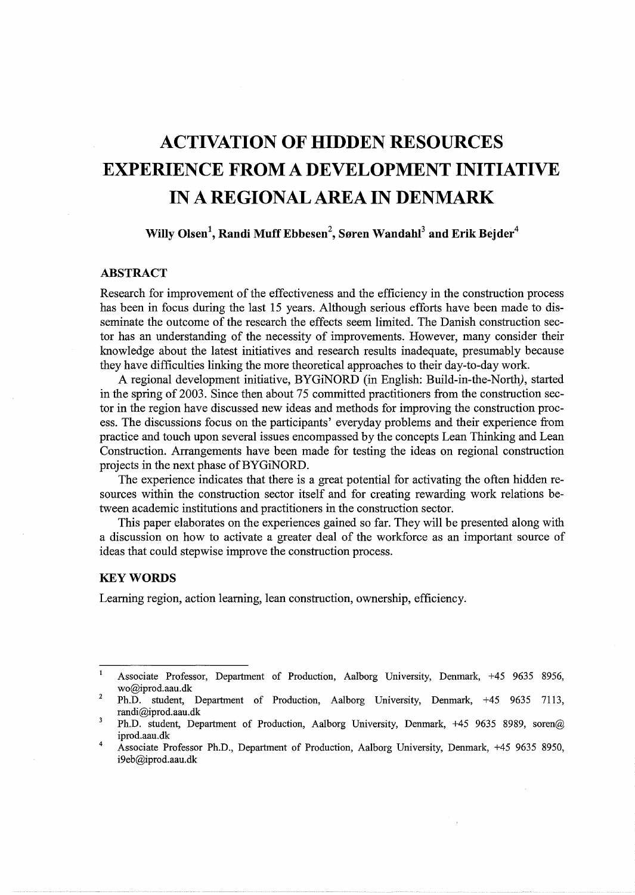# ACTIVATION OF HIDDEN RESOURCES EXPERIENCE FROM A DEVELOPMENT INITIATIVE IN A REGIONAL AREA IN DENMARK

**Willy Olsen[1], Randi Muff Ebbesen[2], Søren Wandahl[3] and Erik Bejder[4]**

## ABSTRACT

Research for improvement of the effectiveness and the efficiency in the construction process has been in focus during the last 15 years. Although serious efforts have been made to disseminate the outcome of the research the effects seem limited. The Danish construction sector has an understanding of the necessity of improvements. However, many consider their knowledge about the latest initiatives and research results inadequate, presumably because they have difficulties linking the more theoretical approaches to their day-to-day work.

A regional development initiative, BYGiNORD (in English: Build-in-the-North*)*, started in the spring of 2003. Since then about 75 committed practitioners from the construction sector in the region have discussed new ideas and methods for improving the construction process. The discussions focus on the participants' everyday problems and their experience from practice and touch upon several issues encompassed by the concepts Lean Thinking and Lean Construction. Arrangements have been made for testing the ideas on regional construction projects in the next phase of BYGiNORD.

The experience indicates that there is a great potential for activating the often hidden resources within the construction sector itself and for creating rewarding work relations between academic institutions and practitioners in the construction sector.

This paper elaborates on the experiences gained so far. They will be presented along with a discussion on how to activate a greater deal of the workforce as an important source of ideas that could stepwise improve the construction process.

## KEY WORDS

Learning region, action learning, lean construction, ownership, efficiency.

---

[1] Associate Professor, Department of Production, Aalborg University, Denmark, +45 9635 8956, wo@iprod.aau.dk

[2] Ph.D. student, Department of Production, Aalborg University, Denmark, +45 9635 7113, randi@iprod.aau.dk

[3] Ph.D. student, Department of Production, Aalborg University, Denmark, +45 9635 8989, soren@iprod.aau.dk

[4] Associate Professor Ph.D., Department of Production, Aalborg University, Denmark, +45 9635 8950, i9eb@iprod.aau.dk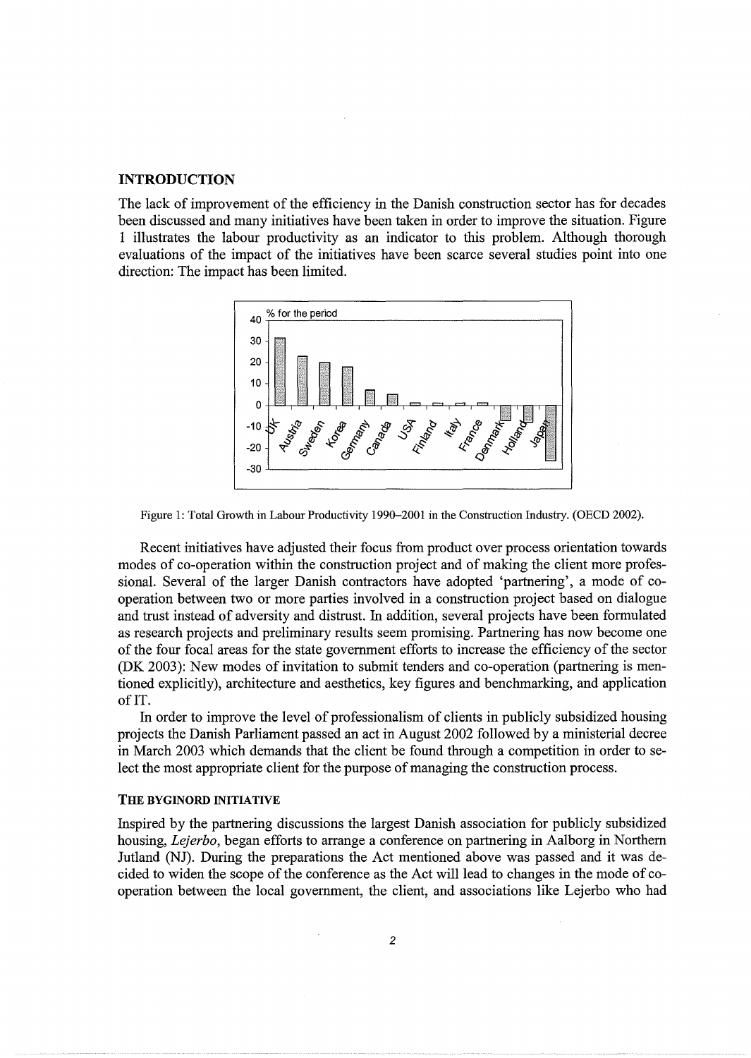## INTRODUCTION

The lack of improvement of the efficiency in the Danish construction sector has for decades been discussed and many initiatives have been taken in order to improve the situation. Figure 1 illustrates the labour productivity as an indicator to this problem. Although thorough evaluations of the impact of the initiatives have been scarce several studies point into one direction: The impact has been limited.

Figure 1: Total Growth in Labour Productivity 1990–2001 in the Construction Industry. (OECD 2002).

Recent initiatives have adjusted their focus from product over process orientation towards modes of co-operation within the construction project and of making the client more professional. Several of the larger Danish contractors have adopted 'partnering', a mode of co-operation between two or more parties involved in a construction project based on dialogue and trust instead of adversity and distrust. In addition, several projects have been formulated as research projects and preliminary results seem promising. Partnering has now become one of the four focal areas for the state government efforts to increase the efficiency of the sector (DK 2003): New modes of invitation to submit tenders and co-operation (partnering is mentioned explicitly), architecture and aesthetics, key figures and benchmarking, and application of IT.

In order to improve the level of professionalism of clients in publicly subsidized housing projects the Danish Parliament passed an act in August 2002 followed by a ministerial decree in March 2003 which demands that the client be found through a competition in order to select the most appropriate client for the purpose of managing the construction process.

### THE BYGINORD INITIATIVE

Inspired by the partnering discussions the largest Danish association for publicly subsidized housing, *Lejerbo*, began efforts to arrange a conference on partnering in Aalborg in Northern Jutland (NJ). During the preparations the Act mentioned above was passed and it was decided to widen the scope of the conference as the Act will lead to changes in the mode of co-operation between the local government, the client, and associations like Lejerbo who had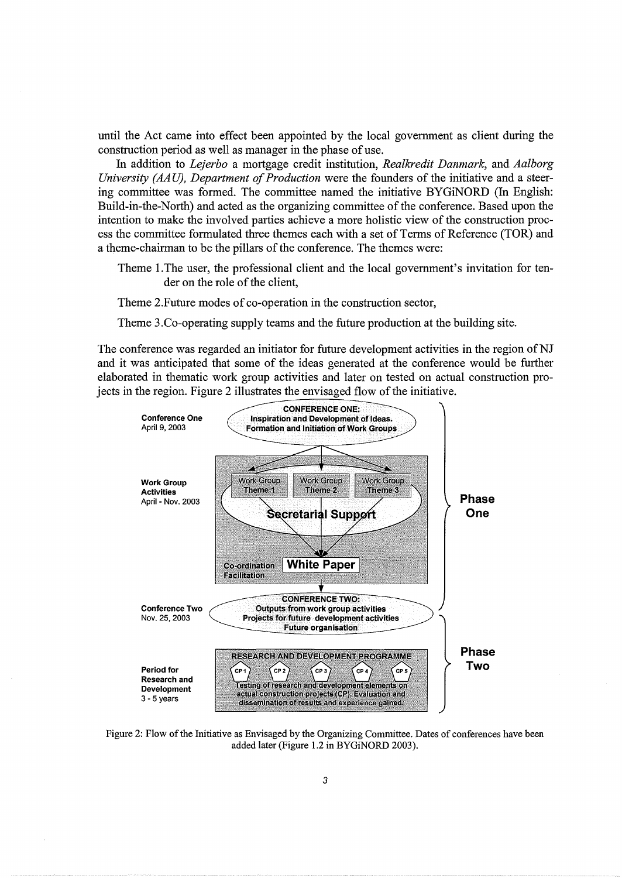until the Act came into effect been appointed by the local government as client during the construction period as well as manager in the phase of use.

In addition to *Lejerbo* a mortgage credit institution, *Realkredit Danmark*, and *Aalborg University (AAU), Department of Production* were the founders of the initiative and a steering committee was formed. The committee named the initiative BYGiNORD (In English: Build-in-the-North) and acted as the organizing committee of the conference. Based upon the intention to make the involved parties achieve a more holistic view of the construction process the committee formulated three themes each with a set of Terms of Reference (TOR) and a theme-chairman to be the pillars of the conference. The themes were:

Theme 1.The user, the professional client and the local government's invitation for tender on the role of the client,

Theme 2.Future modes of co-operation in the construction sector,

Theme 3.Co-operating supply teams and the future production at the building site.

The conference was regarded an initiator for future development activities in the region of NJ and it was anticipated that some of the ideas generated at the conference would be further elaborated in thematic work group activities and later on tested on actual construction projects in the region. Figure 2 illustrates the envisaged flow of the initiative.

Figure 2: Flow of the Initiative as Envisaged by the Organizing Committee. Dates of conferences have been added later (Figure 1.2 in BYGiNORD 2003).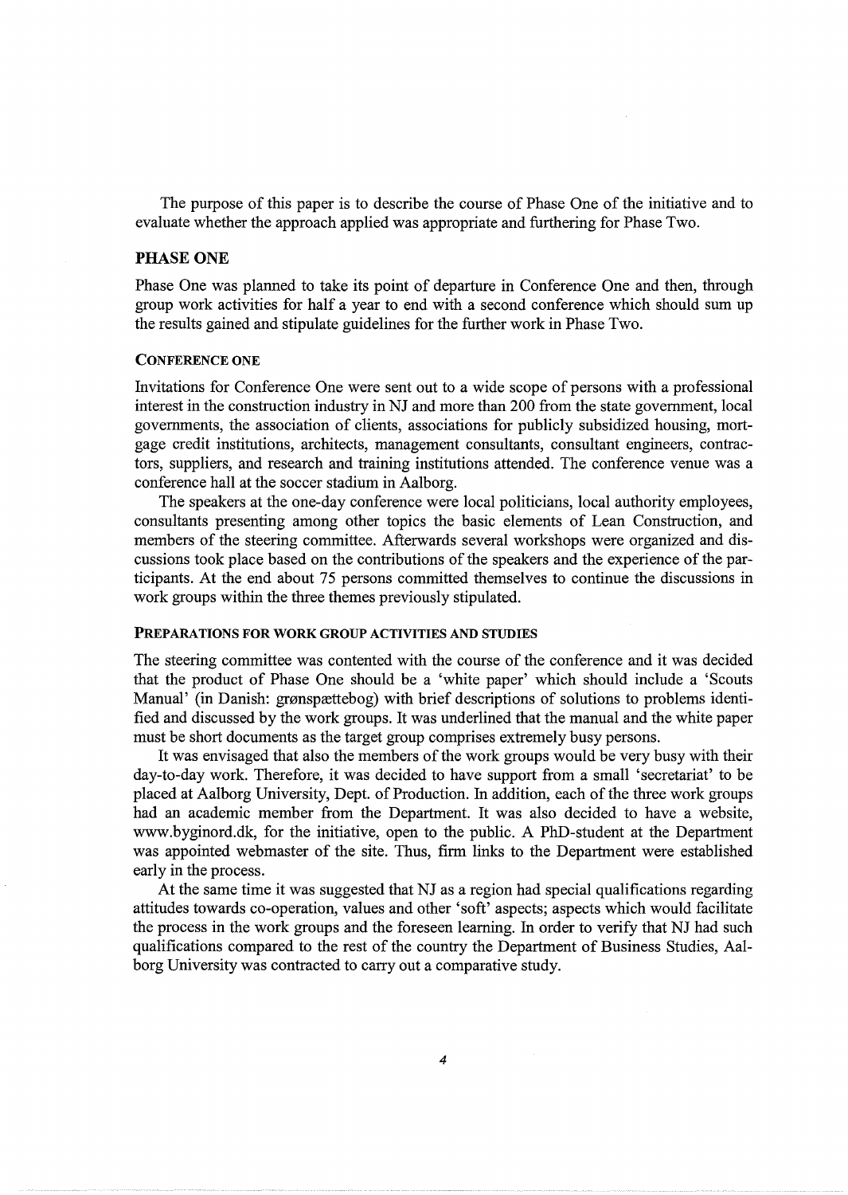The purpose of this paper is to describe the course of Phase One of the initiative and to evaluate whether the approach applied was appropriate and furthering for Phase Two.

## PHASE ONE

Phase One was planned to take its point of departure in Conference One and then, through group work activities for half a year to end with a second conference which should sum up the results gained and stipulate guidelines for the further work in Phase Two.

### CONFERENCE ONE

Invitations for Conference One were sent out to a wide scope of persons with a professional interest in the construction industry in NJ and more than 200 from the state government, local governments, the association of clients, associations for publicly subsidized housing, mortgage credit institutions, architects, management consultants, consultant engineers, contractors, suppliers, and research and training institutions attended. The conference venue was a conference hall at the soccer stadium in Aalborg.

The speakers at the one-day conference were local politicians, local authority employees, consultants presenting among other topics the basic elements of Lean Construction, and members of the steering committee. Afterwards several workshops were organized and discussions took place based on the contributions of the speakers and the experience of the participants. At the end about 75 persons committed themselves to continue the discussions in work groups within the three themes previously stipulated.

### PREPARATIONS FOR WORK GROUP ACTIVITIES AND STUDIES

The steering committee was contented with the course of the conference and it was decided that the product of Phase One should be a 'white paper' which should include a 'Scouts Manual' (in Danish: grønspættebog) with brief descriptions of solutions to problems identified and discussed by the work groups. It was underlined that the manual and the white paper must be short documents as the target group comprises extremely busy persons.

It was envisaged that also the members of the work groups would be very busy with their day-to-day work. Therefore, it was decided to have support from a small 'secretariat' to be placed at Aalborg University, Dept. of Production. In addition, each of the three work groups had an academic member from the Department. It was also decided to have a website, www.byginord.dk, for the initiative, open to the public. A PhD-student at the Department was appointed webmaster of the site. Thus, firm links to the Department were established early in the process.

At the same time it was suggested that NJ as a region had special qualifications regarding attitudes towards co-operation, values and other 'soft' aspects; aspects which would facilitate the process in the work groups and the foreseen learning. In order to verify that NJ had such qualifications compared to the rest of the country the Department of Business Studies, Aalborg University was contracted to carry out a comparative study.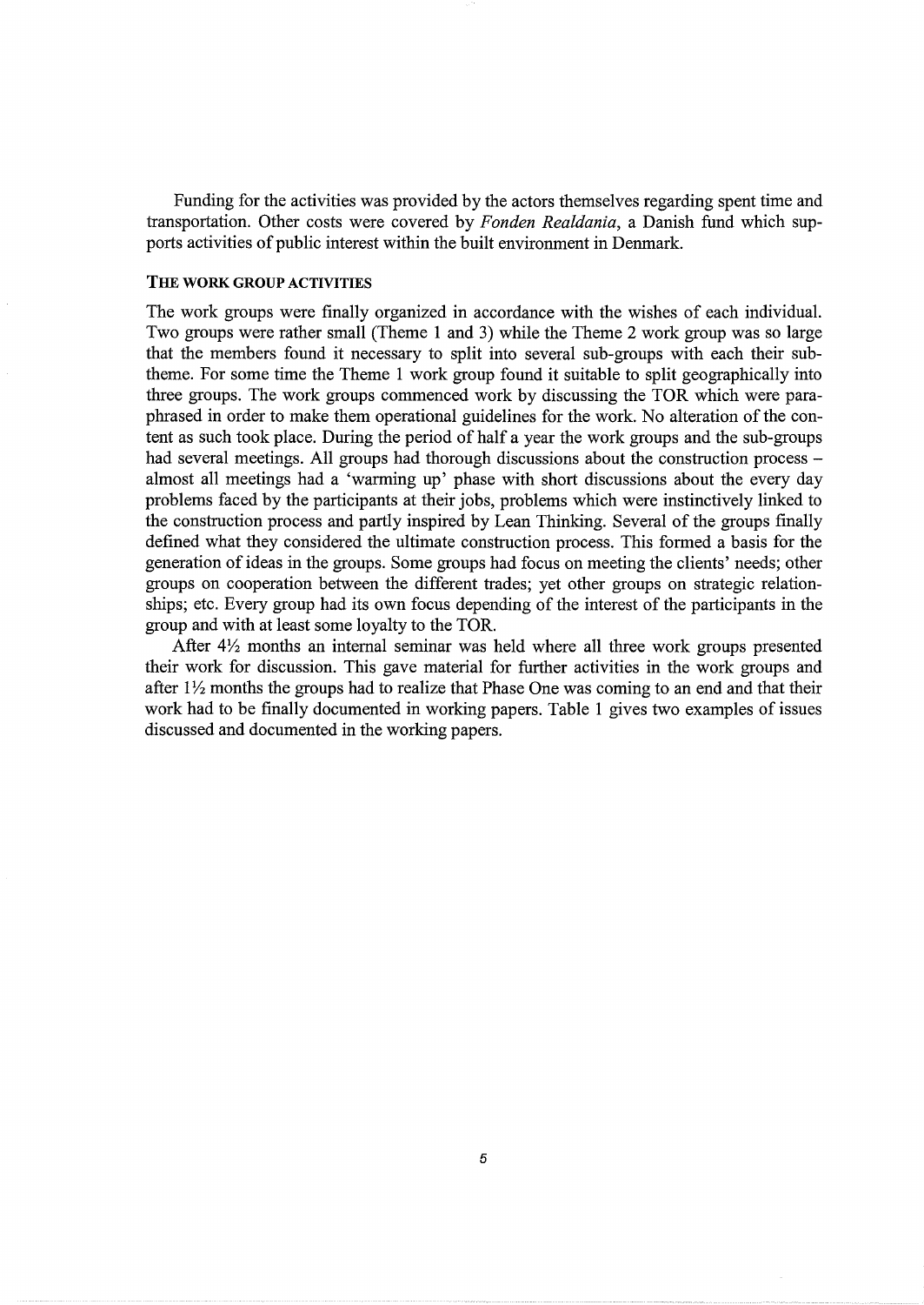Funding for the activities was provided by the actors themselves regarding spent time and transportation. Other costs were covered by *Fonden Realdania*, a Danish fund which supports activities of public interest within the built environment in Denmark.

### THE WORK GROUP ACTIVITIES

The work groups were finally organized in accordance with the wishes of each individual. Two groups were rather small (Theme 1 and 3) while the Theme 2 work group was so large that the members found it necessary to split into several sub-groups with each their subtheme. For some time the Theme 1 work group found it suitable to split geographically into three groups. The work groups commenced work by discussing the TOR which were paraphrased in order to make them operational guidelines for the work. No alteration of the content as such took place. During the period of half a year the work groups and the sub-groups had several meetings. All groups had thorough discussions about the construction process – almost all meetings had a 'warming up' phase with short discussions about the every day problems faced by the participants at their jobs, problems which were instinctively linked to the construction process and partly inspired by Lean Thinking. Several of the groups finally defined what they considered the ultimate construction process. This formed a basis for the generation of ideas in the groups. Some groups had focus on meeting the clients' needs; other groups on cooperation between the different trades; yet other groups on strategic relationships; etc. Every group had its own focus depending of the interest of the participants in the group and with at least some loyalty to the TOR.

After 4½ months an internal seminar was held where all three work groups presented their work for discussion. This gave material for further activities in the work groups and after 1½ months the groups had to realize that Phase One was coming to an end and that their work had to be finally documented in working papers. Table 1 gives two examples of issues discussed and documented in the working papers.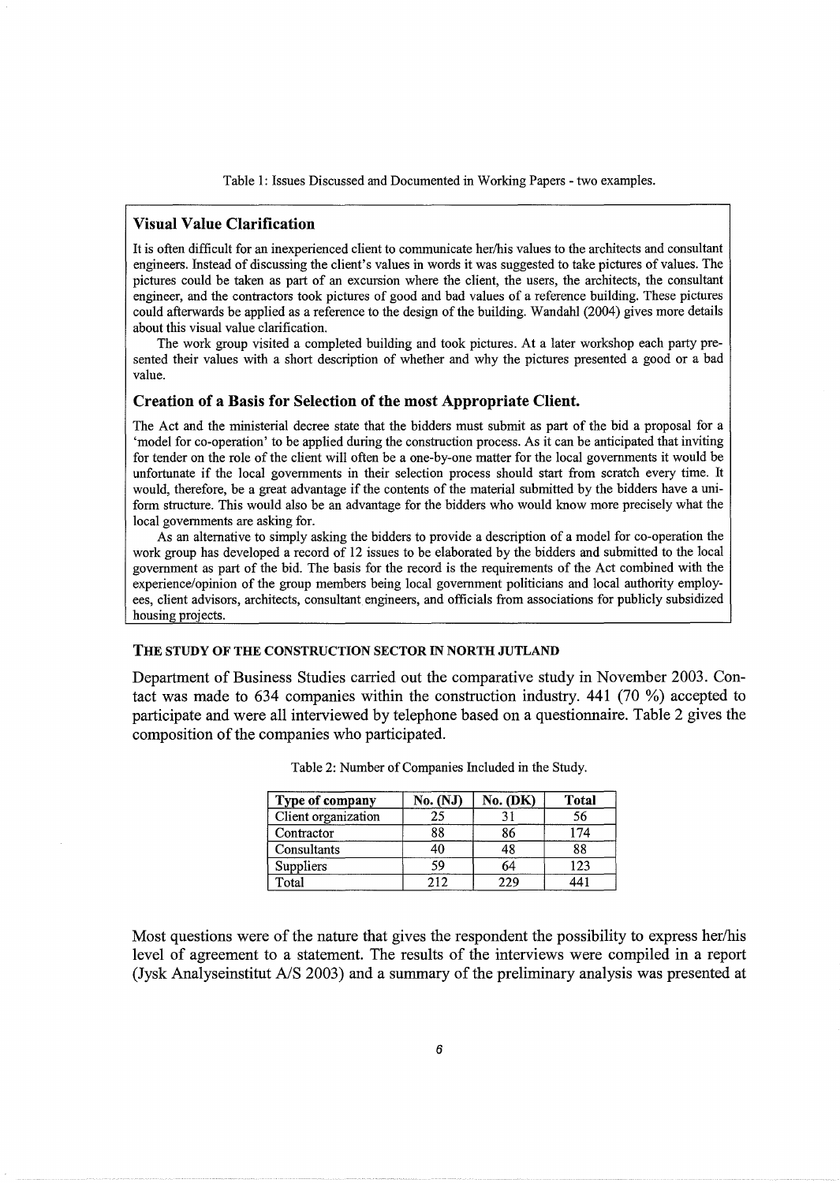Table 1: Issues Discussed and Documented in Working Papers - two examples.

### Visual Value Clarification

It is often difficult for an inexperienced client to communicate her/his values to the architects and consultant engineers. Instead of discussing the client's values in words it was suggested to take pictures of values. The pictures could be taken as part of an excursion where the client, the users, the architects, the consultant engineer, and the contractors took pictures of good and bad values of a reference building. These pictures could afterwards be applied as a reference to the design of the building. Wandahl (2004) gives more details about this visual value clarification.

The work group visited a completed building and took pictures. At a later workshop each party presented their values with a short description of whether and why the pictures presented a good or a bad value.

### Creation of a Basis for Selection of the most Appropriate Client.

The Act and the ministerial decree state that the bidders must submit as part of the bid a proposal for a 'model for co-operation' to be applied during the construction process. As it can be anticipated that inviting for tender on the role of the client will often be a one-by-one matter for the local governments it would be unfortunate if the local governments in their selection process should start from scratch every time. It would, therefore, be a great advantage if the contents of the material submitted by the bidders have a uniform structure. This would also be an advantage for the bidders who would know more precisely what the local governments are asking for.

As an alternative to simply asking the bidders to provide a description of a model for co-operation the work group has developed a record of 12 issues to be elaborated by the bidders and submitted to the local government as part of the bid. The basis for the record is the requirements of the Act combined with the experience/opinion of the group members being local government politicians and local authority employees, client advisors, architects, consultant engineers, and officials from associations for publicly subsidized housing projects.

## THE STUDY OF THE CONSTRUCTION SECTOR IN NORTH JUTLAND

Department of Business Studies carried out the comparative study in November 2003. Contact was made to 634 companies within the construction industry. 441 (70 %) accepted to participate and were all interviewed by telephone based on a questionnaire. Table 2 gives the composition of the companies who participated.

Table 2: Number of Companies Included in the Study.

| Type of company | No. (NJ) | No. (DK) | Total |
|---|---|---|---|
| Client organization | 25 | 31 | 56 |
| Contractor | 88 | 86 | 174 |
| Consultants | 40 | 48 | 88 |
| Suppliers | 59 | 64 | 123 |
| Total | 212 | 229 | 441 |

Most questions were of the nature that gives the respondent the possibility to express her/his level of agreement to a statement. The results of the interviews were compiled in a report (Jysk Analyseinstitut A/S 2003) and a summary of the preliminary analysis was presented at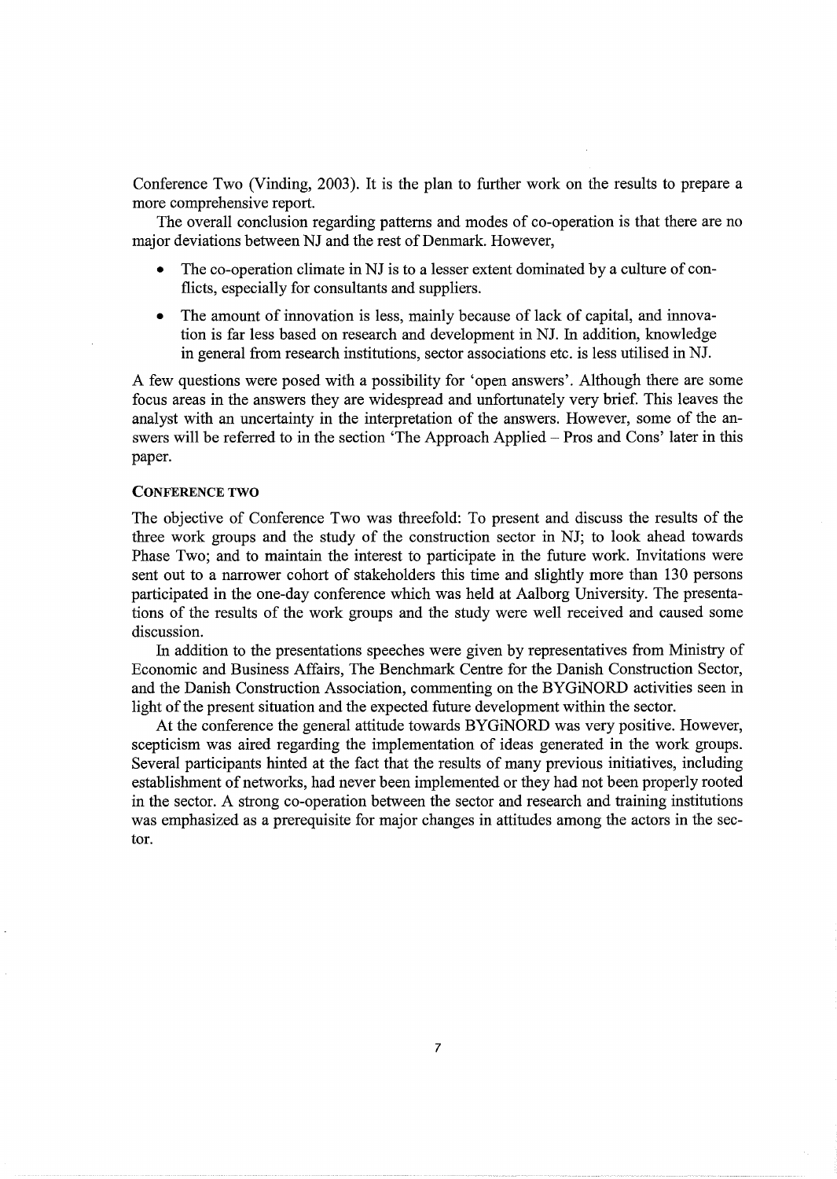Conference Two (Vinding, 2003). It is the plan to further work on the results to prepare a more comprehensive report.

The overall conclusion regarding patterns and modes of co-operation is that there are no major deviations between NJ and the rest of Denmark. However,

- The co-operation climate in NJ is to a lesser extent dominated by a culture of conflicts, especially for consultants and suppliers.
- The amount of innovation is less, mainly because of lack of capital, and innovation is far less based on research and development in NJ. In addition, knowledge in general from research institutions, sector associations etc. is less utilised in NJ.

A few questions were posed with a possibility for 'open answers'. Although there are some focus areas in the answers they are widespread and unfortunately very brief. This leaves the analyst with an uncertainty in the interpretation of the answers. However, some of the answers will be referred to in the section 'The Approach Applied – Pros and Cons' later in this paper.

### CONFERENCE TWO

The objective of Conference Two was threefold: To present and discuss the results of the three work groups and the study of the construction sector in NJ; to look ahead towards Phase Two; and to maintain the interest to participate in the future work. Invitations were sent out to a narrower cohort of stakeholders this time and slightly more than 130 persons participated in the one-day conference which was held at Aalborg University. The presentations of the results of the work groups and the study were well received and caused some discussion.

In addition to the presentations speeches were given by representatives from Ministry of Economic and Business Affairs, The Benchmark Centre for the Danish Construction Sector, and the Danish Construction Association, commenting on the BYGiNORD activities seen in light of the present situation and the expected future development within the sector.

At the conference the general attitude towards BYGiNORD was very positive. However, scepticism was aired regarding the implementation of ideas generated in the work groups. Several participants hinted at the fact that the results of many previous initiatives, including establishment of networks, had never been implemented or they had not been properly rooted in the sector. A strong co-operation between the sector and research and training institutions was emphasized as a prerequisite for major changes in attitudes among the actors in the sector.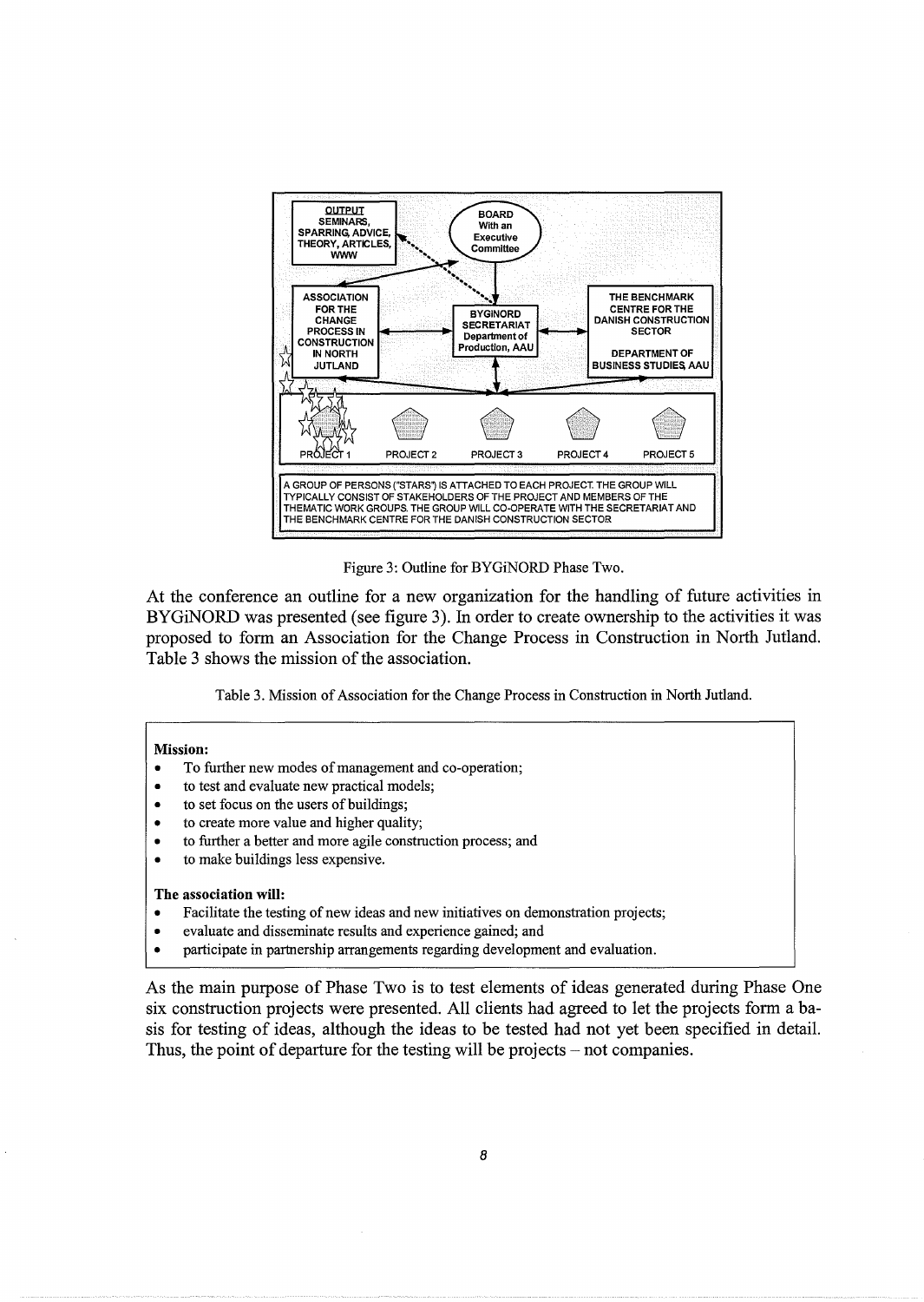OUTPUT
SEMINARS, SPARRING, ADVICE, THEORY, ARTICLES, WWW

BOARD
With an Executive Committee

ASSOCIATION FOR THE CHANGE PROCESS IN CONSTRUCTION IN NORTH JUTLAND

BYGINORD SECRETARIAT
Department of Production, AAU

THE BENCHMARK CENTRE FOR THE DANISH CONSTRUCTION SECTOR

DEPARTMENT OF BUSINESS STUDIES, AAU

PROJECT 1 PROJECT 2 PROJECT 3 PROJECT 4 PROJECT 5

A GROUP OF PERSONS ("STARS") IS ATTACHED TO EACH PROJECT. THE GROUP WILL TYPICALLY CONSIST OF STAKEHOLDERS OF THE PROJECT AND MEMBERS OF THE THEMATIC WORK GROUPS. THE GROUP WILL CO-OPERATE WITH THE SECRETARIAT AND THE BENCHMARK CENTRE FOR THE DANISH CONSTRUCTION SECTOR

Figure 3: Outline for BYGiNORD Phase Two.

At the conference an outline for a new organization for the handling of future activities in BYGiNORD was presented (see figure 3). In order to create ownership to the activities it was proposed to form an Association for the Change Process in Construction in North Jutland. Table 3 shows the mission of the association.

Table 3. Mission of Association for the Change Process in Construction in North Jutland.

**Mission:**

- To further new modes of management and co-operation;
- to test and evaluate new practical models;
- to set focus on the users of buildings;
- to create more value and higher quality;
- to further a better and more agile construction process; and
- to make buildings less expensive.

**The association will:**

- Facilitate the testing of new ideas and new initiatives on demonstration projects;
- evaluate and disseminate results and experience gained; and
- participate in partnership arrangements regarding development and evaluation.

As the main purpose of Phase Two is to test elements of ideas generated during Phase One six construction projects were presented. All clients had agreed to let the projects form a basis for testing of ideas, although the ideas to be tested had not yet been specified in detail. Thus, the point of departure for the testing will be projects – not companies.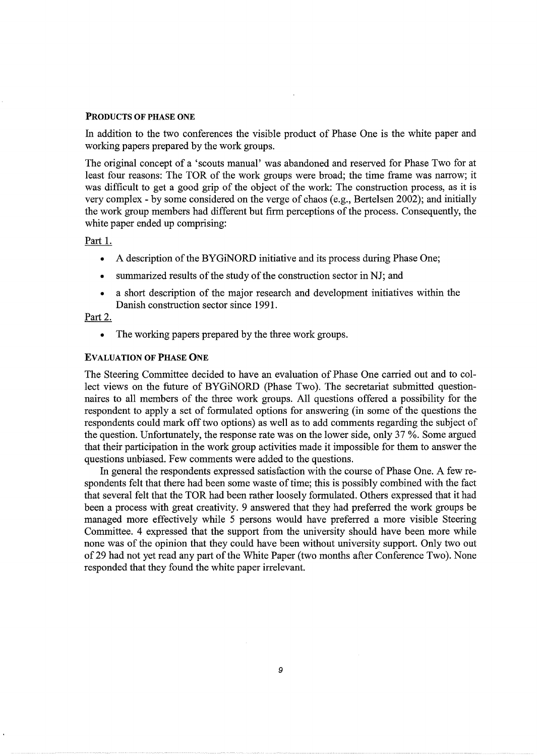### PRODUCTS OF PHASE ONE

In addition to the two conferences the visible product of Phase One is the white paper and working papers prepared by the work groups.

The original concept of a 'scouts manual' was abandoned and reserved for Phase Two for at least four reasons: The TOR of the work groups were broad; the time frame was narrow; it was difficult to get a good grip of the object of the work: The construction process, as it is very complex - by some considered on the verge of chaos (e.g., Bertelsen 2002); and initially the work group members had different but firm perceptions of the process. Consequently, the white paper ended up comprising:

Part 1.

- A description of the BYGiNORD initiative and its process during Phase One;
- summarized results of the study of the construction sector in NJ; and
- a short description of the major research and development initiatives within the Danish construction sector since 1991.

Part 2.

- The working papers prepared by the three work groups.

### EVALUATION OF PHASE ONE

The Steering Committee decided to have an evaluation of Phase One carried out and to collect views on the future of BYGiNORD (Phase Two). The secretariat submitted questionnaires to all members of the three work groups. All questions offered a possibility for the respondent to apply a set of formulated options for answering (in some of the questions the respondents could mark off two options) as well as to add comments regarding the subject of the question. Unfortunately, the response rate was on the lower side, only 37 %. Some argued that their participation in the work group activities made it impossible for them to answer the questions unbiased. Few comments were added to the questions.

In general the respondents expressed satisfaction with the course of Phase One. A few respondents felt that there had been some waste of time; this is possibly combined with the fact that several felt that the TOR had been rather loosely formulated. Others expressed that it had been a process with great creativity. 9 answered that they had preferred the work groups be managed more effectively while 5 persons would have preferred a more visible Steering Committee. 4 expressed that the support from the university should have been more while none was of the opinion that they could have been without university support. Only two out of 29 had not yet read any part of the White Paper (two months after Conference Two). None responded that they found the white paper irrelevant.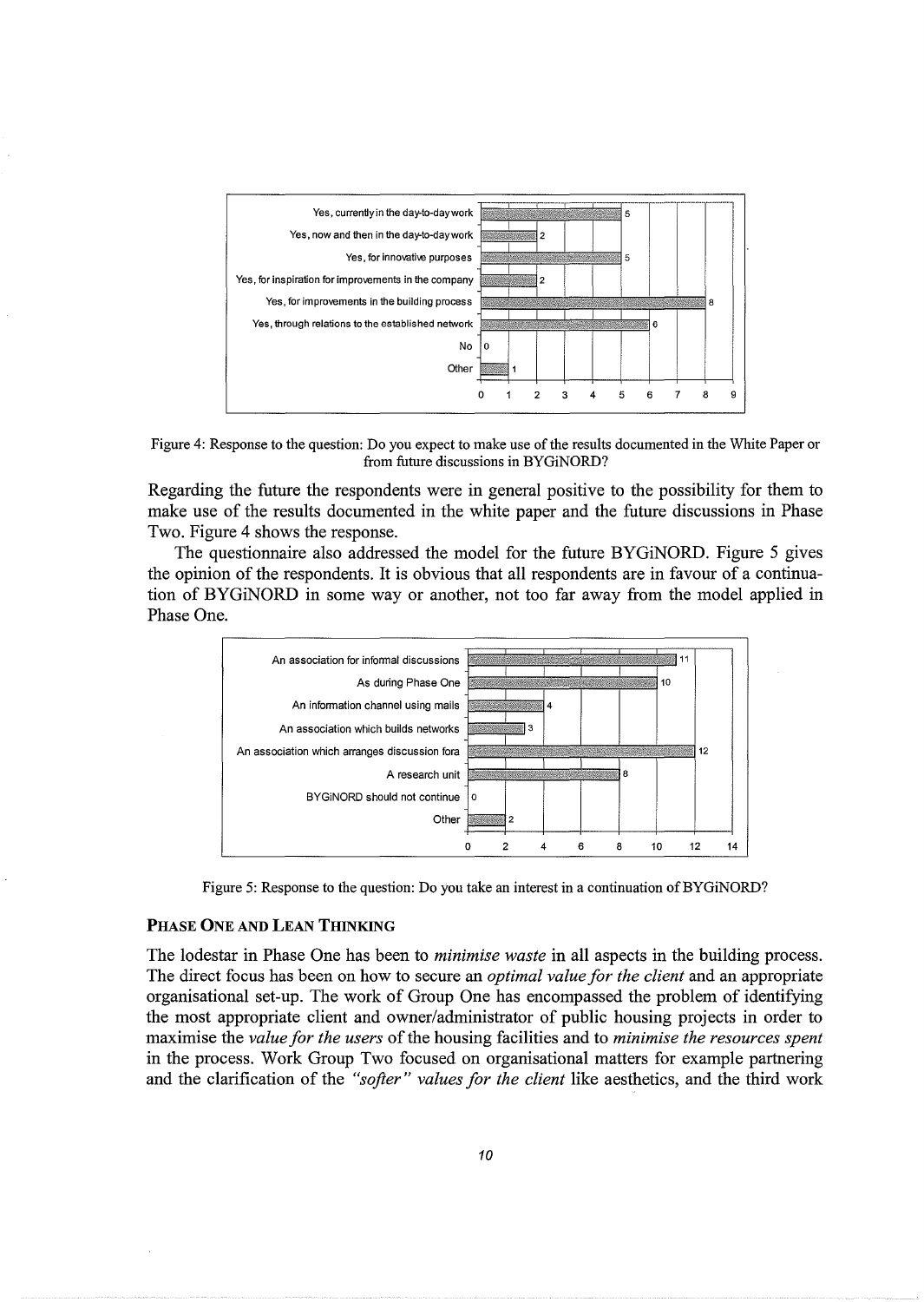| Response | Count |
| --- | --- |
| Yes, currently in the day-to-day work | 5 |
| Yes, now and then in the day-to-day work | 2 |
| Yes, for innovative purposes | 5 |
| Yes, for inspiration for improvements in the company | 2 |
| Yes, for improvements in the building process | 8 |
| Yes, through relations to the established network | 6 |
| No | 0 |
| Other | 1 |

Figure 4: Response to the question: Do you expect to make use of the results documented in the White Paper or from future discussions in BYGiNORD?

Regarding the future the respondents were in general positive to the possibility for them to make use of the results documented in the white paper and the future discussions in Phase Two. Figure 4 shows the response.

The questionnaire also addressed the model for the future BYGiNORD. Figure 5 gives the opinion of the respondents. It is obvious that all respondents are in favour of a continuation of BYGiNORD in some way or another, not too far away from the model applied in Phase One.

| Response | Count |
| --- | --- |
| An association for informal discussions | 11 |
| As during Phase One | 10 |
| An information channel using mails | 4 |
| An association which builds networks | 3 |
| An association which arranges discussion fora | 12 |
| A research unit | 8 |
| BYGiNORD should not continue | 0 |
| Other | 2 |

Figure 5: Response to the question: Do you take an interest in a continuation of BYGiNORD?

### PHASE ONE AND LEAN THINKING

The lodestar in Phase One has been to *minimise waste* in all aspects in the building process. The direct focus has been on how to secure an *optimal value for the client* and an appropriate organisational set-up. The work of Group One has encompassed the problem of identifying the most appropriate client and owner/administrator of public housing projects in order to maximise the *value for the users* of the housing facilities and to *minimise the resources spent* in the process. Work Group Two focused on organisational matters for example partnering and the clarification of the *"softer" values for the client* like aesthetics, and the third work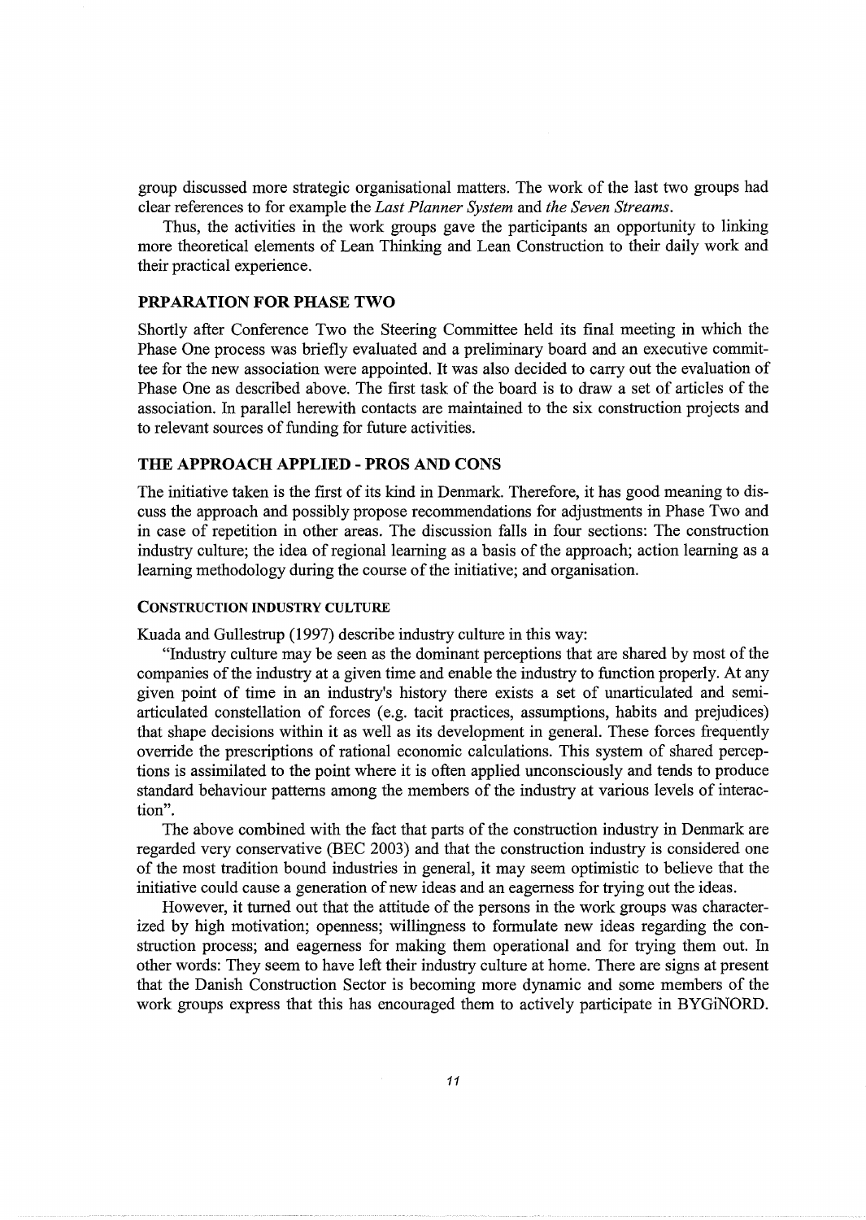group discussed more strategic organisational matters. The work of the last two groups had clear references to for example the *Last Planner System* and *the Seven Streams*.

Thus, the activities in the work groups gave the participants an opportunity to linking more theoretical elements of Lean Thinking and Lean Construction to their daily work and their practical experience.

## PRPARATION FOR PHASE TWO

Shortly after Conference Two the Steering Committee held its final meeting in which the Phase One process was briefly evaluated and a preliminary board and an executive committee for the new association were appointed. It was also decided to carry out the evaluation of Phase One as described above. The first task of the board is to draw a set of articles of the association. In parallel herewith contacts are maintained to the six construction projects and to relevant sources of funding for future activities.

## THE APPROACH APPLIED - PROS AND CONS

The initiative taken is the first of its kind in Denmark. Therefore, it has good meaning to discuss the approach and possibly propose recommendations for adjustments in Phase Two and in case of repetition in other areas. The discussion falls in four sections: The construction industry culture; the idea of regional learning as a basis of the approach; action learning as a learning methodology during the course of the initiative; and organisation.

### CONSTRUCTION INDUSTRY CULTURE

Kuada and Gullestrup (1997) describe industry culture in this way:

"Industry culture may be seen as the dominant perceptions that are shared by most of the companies of the industry at a given time and enable the industry to function properly. At any given point of time in an industry's history there exists a set of unarticulated and semi-articulated constellation of forces (e.g. tacit practices, assumptions, habits and prejudices) that shape decisions within it as well as its development in general. These forces frequently override the prescriptions of rational economic calculations. This system of shared perceptions is assimilated to the point where it is often applied unconsciously and tends to produce standard behaviour patterns among the members of the industry at various levels of interaction".

The above combined with the fact that parts of the construction industry in Denmark are regarded very conservative (BEC 2003) and that the construction industry is considered one of the most tradition bound industries in general, it may seem optimistic to believe that the initiative could cause a generation of new ideas and an eagerness for trying out the ideas.

However, it turned out that the attitude of the persons in the work groups was characterized by high motivation; openness; willingness to formulate new ideas regarding the construction process; and eagerness for making them operational and for trying them out. In other words: They seem to have left their industry culture at home. There are signs at present that the Danish Construction Sector is becoming more dynamic and some members of the work groups express that this has encouraged them to actively participate in BYGiNORD.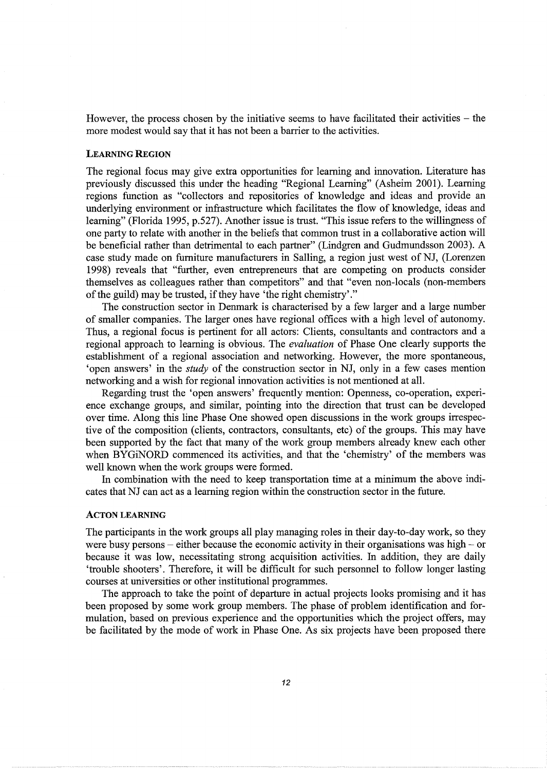However, the process chosen by the initiative seems to have facilitated their activities – the more modest would say that it has not been a barrier to the activities.

### LEARNING REGION

The regional focus may give extra opportunities for learning and innovation. Literature has previously discussed this under the heading "Regional Learning" (Asheim 2001). Learning regions function as "collectors and repositories of knowledge and ideas and provide an underlying environment or infrastructure which facilitates the flow of knowledge, ideas and learning" (Florida 1995, p.527). Another issue is trust. "This issue refers to the willingness of one party to relate with another in the beliefs that common trust in a collaborative action will be beneficial rather than detrimental to each partner" (Lindgren and Gudmundsson 2003). A case study made on furniture manufacturers in Salling, a region just west of NJ, (Lorenzen 1998) reveals that "further, even entrepreneurs that are competing on products consider themselves as colleagues rather than competitors" and that "even non-locals (non-members of the guild) may be trusted, if they have 'the right chemistry'."

The construction sector in Denmark is characterised by a few larger and a large number of smaller companies. The larger ones have regional offices with a high level of autonomy. Thus, a regional focus is pertinent for all actors: Clients, consultants and contractors and a regional approach to learning is obvious. The *evaluation* of Phase One clearly supports the establishment of a regional association and networking. However, the more spontaneous, 'open answers' in the *study* of the construction sector in NJ, only in a few cases mention networking and a wish for regional innovation activities is not mentioned at all.

Regarding trust the 'open answers' frequently mention: Openness, co-operation, experience exchange groups, and similar, pointing into the direction that trust can be developed over time. Along this line Phase One showed open discussions in the work groups irrespective of the composition (clients, contractors, consultants, etc) of the groups. This may have been supported by the fact that many of the work group members already knew each other when BYGiNORD commenced its activities, and that the 'chemistry' of the members was well known when the work groups were formed.

In combination with the need to keep transportation time at a minimum the above indicates that NJ can act as a learning region within the construction sector in the future.

### ACTON LEARNING

The participants in the work groups all play managing roles in their day-to-day work, so they were busy persons – either because the economic activity in their organisations was high – or because it was low, necessitating strong acquisition activities. In addition, they are daily 'trouble shooters'. Therefore, it will be difficult for such personnel to follow longer lasting courses at universities or other institutional programmes.

The approach to take the point of departure in actual projects looks promising and it has been proposed by some work group members. The phase of problem identification and formulation, based on previous experience and the opportunities which the project offers, may be facilitated by the mode of work in Phase One. As six projects have been proposed there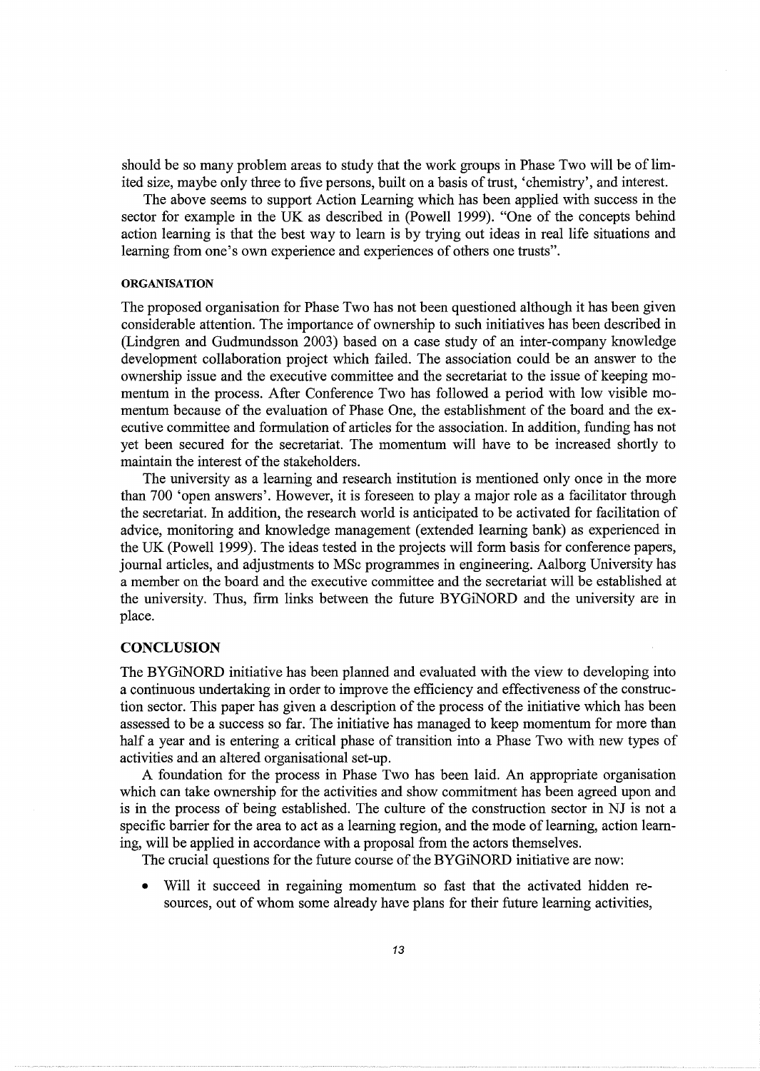should be so many problem areas to study that the work groups in Phase Two will be of limited size, maybe only three to five persons, built on a basis of trust, 'chemistry', and interest.

The above seems to support Action Learning which has been applied with success in the sector for example in the UK as described in (Powell 1999). "One of the concepts behind action learning is that the best way to learn is by trying out ideas in real life situations and learning from one's own experience and experiences of others one trusts".

#### ORGANISATION

The proposed organisation for Phase Two has not been questioned although it has been given considerable attention. The importance of ownership to such initiatives has been described in (Lindgren and Gudmundsson 2003) based on a case study of an inter-company knowledge development collaboration project which failed. The association could be an answer to the ownership issue and the executive committee and the secretariat to the issue of keeping momentum in the process. After Conference Two has followed a period with low visible momentum because of the evaluation of Phase One, the establishment of the board and the executive committee and formulation of articles for the association. In addition, funding has not yet been secured for the secretariat. The momentum will have to be increased shortly to maintain the interest of the stakeholders.

The university as a learning and research institution is mentioned only once in the more than 700 'open answers'. However, it is foreseen to play a major role as a facilitator through the secretariat. In addition, the research world is anticipated to be activated for facilitation of advice, monitoring and knowledge management (extended learning bank) as experienced in the UK (Powell 1999). The ideas tested in the projects will form basis for conference papers, journal articles, and adjustments to MSc programmes in engineering. Aalborg University has a member on the board and the executive committee and the secretariat will be established at the university. Thus, firm links between the future BYGiNORD and the university are in place.

## CONCLUSION

The BYGiNORD initiative has been planned and evaluated with the view to developing into a continuous undertaking in order to improve the efficiency and effectiveness of the construction sector. This paper has given a description of the process of the initiative which has been assessed to be a success so far. The initiative has managed to keep momentum for more than half a year and is entering a critical phase of transition into a Phase Two with new types of activities and an altered organisational set-up.

A foundation for the process in Phase Two has been laid. An appropriate organisation which can take ownership for the activities and show commitment has been agreed upon and is in the process of being established. The culture of the construction sector in NJ is not a specific barrier for the area to act as a learning region, and the mode of learning, action learning, will be applied in accordance with a proposal from the actors themselves.

The crucial questions for the future course of the BYGiNORD initiative are now:

- Will it succeed in regaining momentum so fast that the activated hidden resources, out of whom some already have plans for their future learning activities,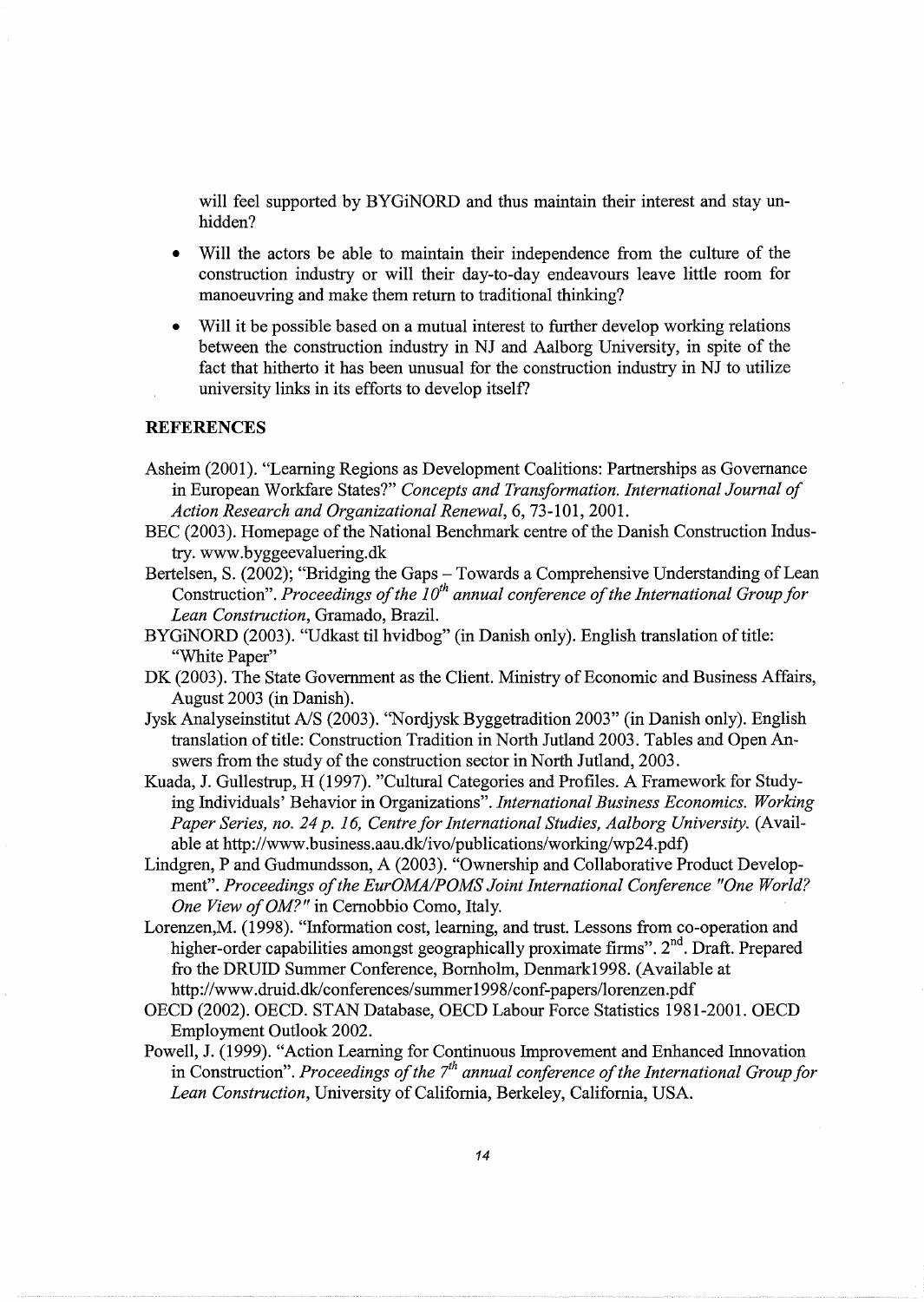will feel supported by BYGiNORD and thus maintain their interest and stay unhidden?

- Will the actors be able to maintain their independence from the culture of the construction industry or will their day-to-day endeavours leave little room for manoeuvring and make them return to traditional thinking?
- Will it be possible based on a mutual interest to further develop working relations between the construction industry in NJ and Aalborg University, in spite of the fact that hitherto it has been unusual for the construction industry in NJ to utilize university links in its efforts to develop itself?

## REFERENCES

Asheim (2001). "Learning Regions as Development Coalitions: Partnerships as Governance in European Workfare States?" *Concepts and Transformation. International Journal of Action Research and Organizational Renewal*, 6, 73-101, 2001.

BEC (2003). Homepage of the National Benchmark centre of the Danish Construction Industry. www.byggeevaluering.dk

Bertelsen, S. (2002); "Bridging the Gaps – Towards a Comprehensive Understanding of Lean Construction". *Proceedings of the 10th annual conference of the International Group for Lean Construction*, Gramado, Brazil.

BYGiNORD (2003). "Udkast til hvidbog" (in Danish only). English translation of title: "White Paper"

DK (2003). The State Government as the Client. Ministry of Economic and Business Affairs, August 2003 (in Danish).

Jysk Analyseinstitut A/S (2003). "Nordjysk Byggetradition 2003" (in Danish only). English translation of title: Construction Tradition in North Jutland 2003. Tables and Open Answers from the study of the construction sector in North Jutland, 2003.

Kuada, J. Gullestrup, H (1997). "Cultural Categories and Profiles. A Framework for Studying Individuals' Behavior in Organizations". *International Business Economics. Working Paper Series, no. 24 p. 16, Centre for International Studies, Aalborg University.* (Available at http://www.business.aau.dk/ivo/publications/working/wp24.pdf)

Lindgren, P and Gudmundsson, A (2003). "Ownership and Collaborative Product Development". *Proceedings of the EurOMA/POMS Joint International Conference "One World? One View of OM?"* in Cernobbio Como, Italy.

Lorenzen,M. (1998). "Information cost, learning, and trust. Lessons from co-operation and higher-order capabilities amongst geographically proximate firms". 2nd. Draft. Prepared fro the DRUID Summer Conference, Bornholm, Denmark1998. (Available at http://www.druid.dk/conferences/summer1998/conf-papers/lorenzen.pdf

OECD (2002). OECD. STAN Database, OECD Labour Force Statistics 1981-2001. OECD Employment Outlook 2002.

Powell, J. (1999). "Action Learning for Continuous Improvement and Enhanced Innovation in Construction". *Proceedings of the 7th annual conference of the International Group for Lean Construction*, University of California, Berkeley, California, USA.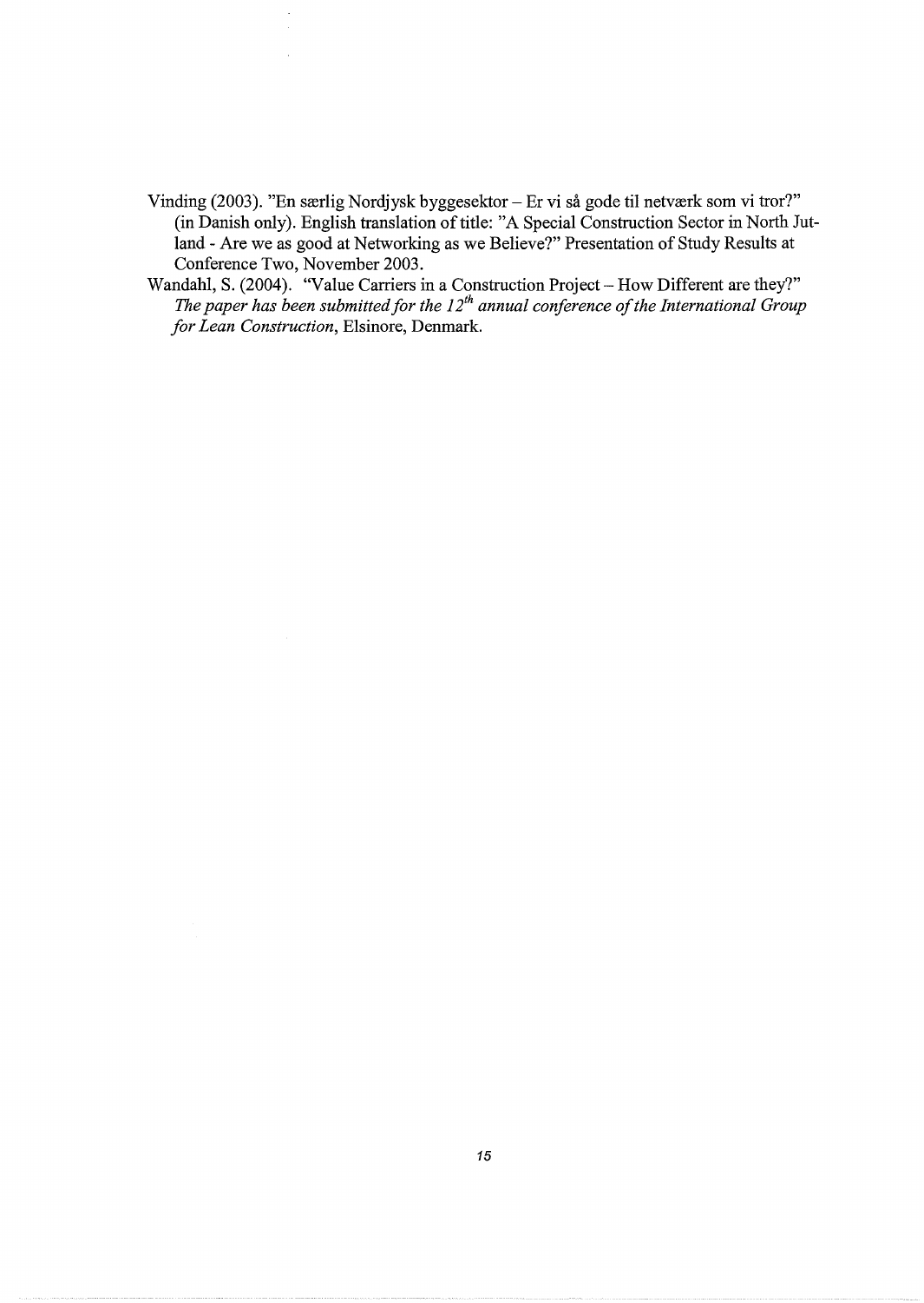Vinding (2003). "En særlig Nordjysk byggesektor – Er vi så gode til netværk som vi tror?" (in Danish only). English translation of title: "A Special Construction Sector in North Jutland - Are we as good at Networking as we Believe?" Presentation of Study Results at Conference Two, November 2003.

Wandahl, S. (2004). "Value Carriers in a Construction Project – How Different are they?" *The paper has been submitted for the 12th annual conference of the International Group for Lean Construction*, Elsinore, Denmark.